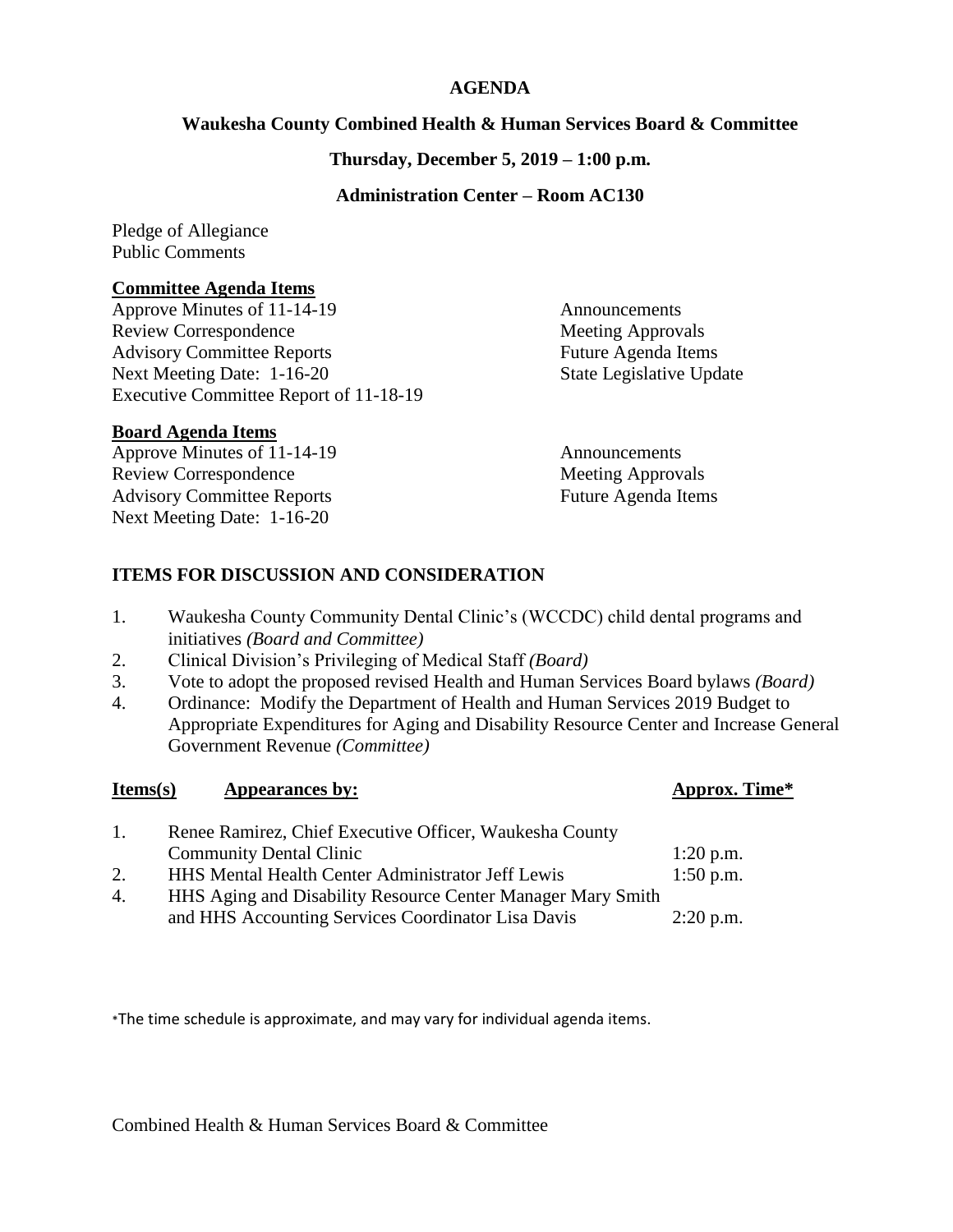**AGENDA**

**Waukesha County Combined Health & Human Services Board & Committee**

**Thursday, December 5, 2019 – 1:00 p.m.**

**Administration Center – Room AC130**

Pledge of Allegiance
Public Comments

**Committee Agenda Items**

Approve Minutes of 11-14-19
Review Correspondence
Advisory Committee Reports
Next Meeting Date: 1-16-20
Executive Committee Report of 11-18-19
Announcements
Meeting Approvals
Future Agenda Items
State Legislative Update

**Board Agenda Items**

Approve Minutes of 11-14-19
Review Correspondence
Advisory Committee Reports
Next Meeting Date: 1-16-20
Announcements
Meeting Approvals
Future Agenda Items

**ITEMS FOR DISCUSSION AND CONSIDERATION**

1. Waukesha County Community Dental Clinic's (WCCDC) child dental programs and initiatives *(Board and Committee)*
2. Clinical Division's Privileging of Medical Staff *(Board)*
3. Vote to adopt the proposed revised Health and Human Services Board bylaws *(Board)*
4. Ordinance: Modify the Department of Health and Human Services 2019 Budget to Appropriate Expenditures for Aging and Disability Resource Center and Increase General Government Revenue *(Committee)*

| Items(s) | Appearances by: | Approx. Time* |
|---|---|---|
| 1. | Renee Ramirez, Chief Executive Officer, Waukesha County Community Dental Clinic | 1:20 p.m. |
| 2. | HHS Mental Health Center Administrator Jeff Lewis | 1:50 p.m. |
| 4. | HHS Aging and Disability Resource Center Manager Mary Smith and HHS Accounting Services Coordinator Lisa Davis | 2:20 p.m. |

*The time schedule is approximate, and may vary for individual agenda items.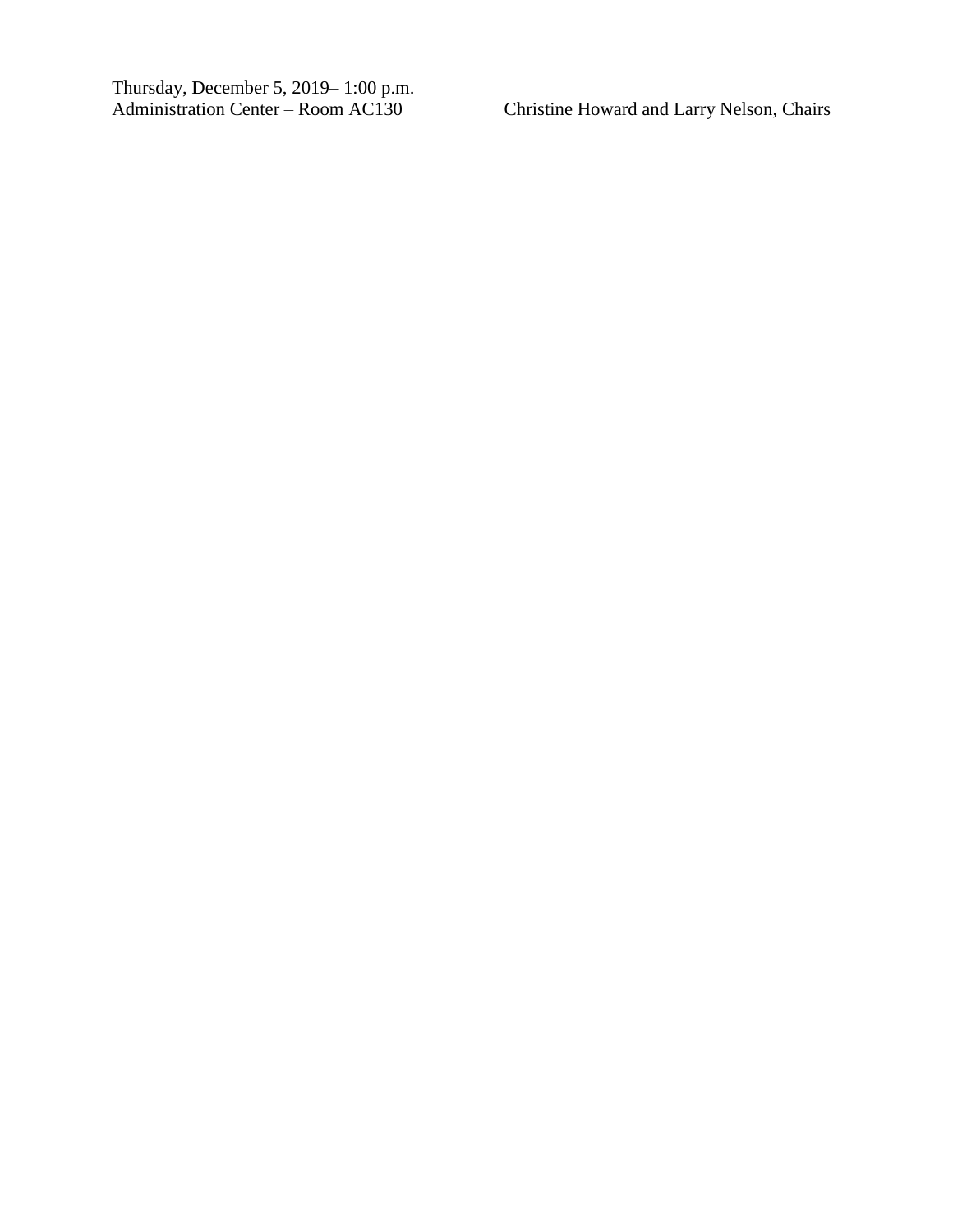Thursday, December 5, 2019– 1:00 p.m.
Administration Center – Room AC130

Christine Howard and Larry Nelson, Chairs